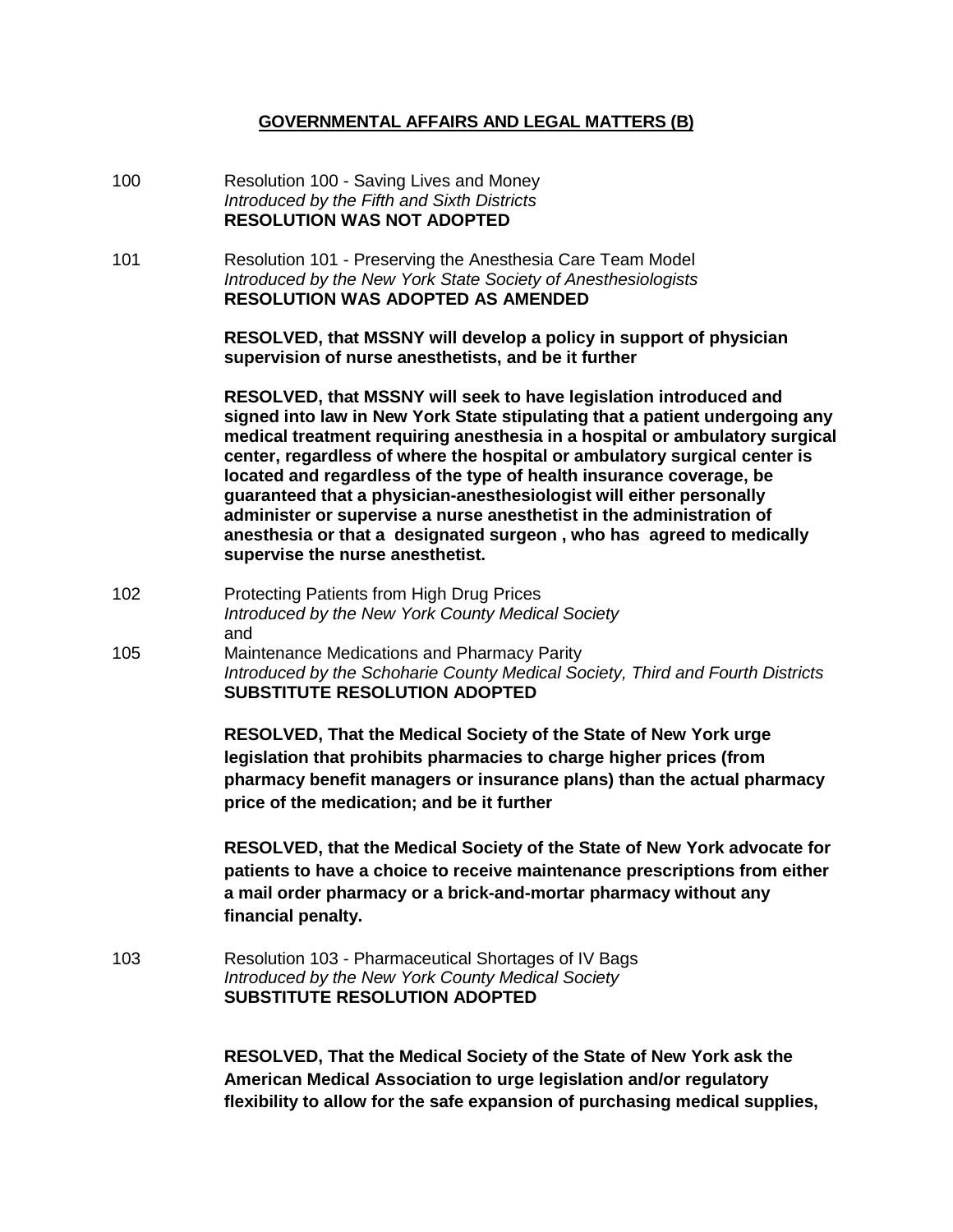## GOVERNMENTAL AFFAIRS AND LEGAL MATTERS (B)

100 Resolution 100 - Saving Lives and Money
*Introduced by the Fifth and Sixth Districts*
**RESOLUTION WAS NOT ADOPTED**

101 Resolution 101 - Preserving the Anesthesia Care Team Model
*Introduced by the New York State Society of Anesthesiologists*
**RESOLUTION WAS ADOPTED AS AMENDED**

**RESOLVED, that MSSNY will develop a policy in support of physician supervision of nurse anesthetists, and be it further**

**RESOLVED, that MSSNY will seek to have legislation introduced and signed into law in New York State stipulating that a patient undergoing any medical treatment requiring anesthesia in a hospital or ambulatory surgical center, regardless of where the hospital or ambulatory surgical center is located and regardless of the type of health insurance coverage, be guaranteed that a physician-anesthesiologist will either personally administer or supervise a nurse anesthetist in the administration of anesthesia or that a designated surgeon , who has agreed to medically supervise the nurse anesthetist.**

102 Protecting Patients from High Drug Prices
*Introduced by the New York County Medical Society*
and
105 Maintenance Medications and Pharmacy Parity
*Introduced by the Schoharie County Medical Society, Third and Fourth Districts*
**SUBSTITUTE RESOLUTION ADOPTED**

**RESOLVED, That the Medical Society of the State of New York urge legislation that prohibits pharmacies to charge higher prices (from pharmacy benefit managers or insurance plans) than the actual pharmacy price of the medication; and be it further**

**RESOLVED, that the Medical Society of the State of New York advocate for patients to have a choice to receive maintenance prescriptions from either a mail order pharmacy or a brick-and-mortar pharmacy without any financial penalty.**

103 Resolution 103 - Pharmaceutical Shortages of IV Bags
*Introduced by the New York County Medical Society*
**SUBSTITUTE RESOLUTION ADOPTED**

**RESOLVED, That the Medical Society of the State of New York ask the American Medical Association to urge legislation and/or regulatory flexibility to allow for the safe expansion of purchasing medical supplies,**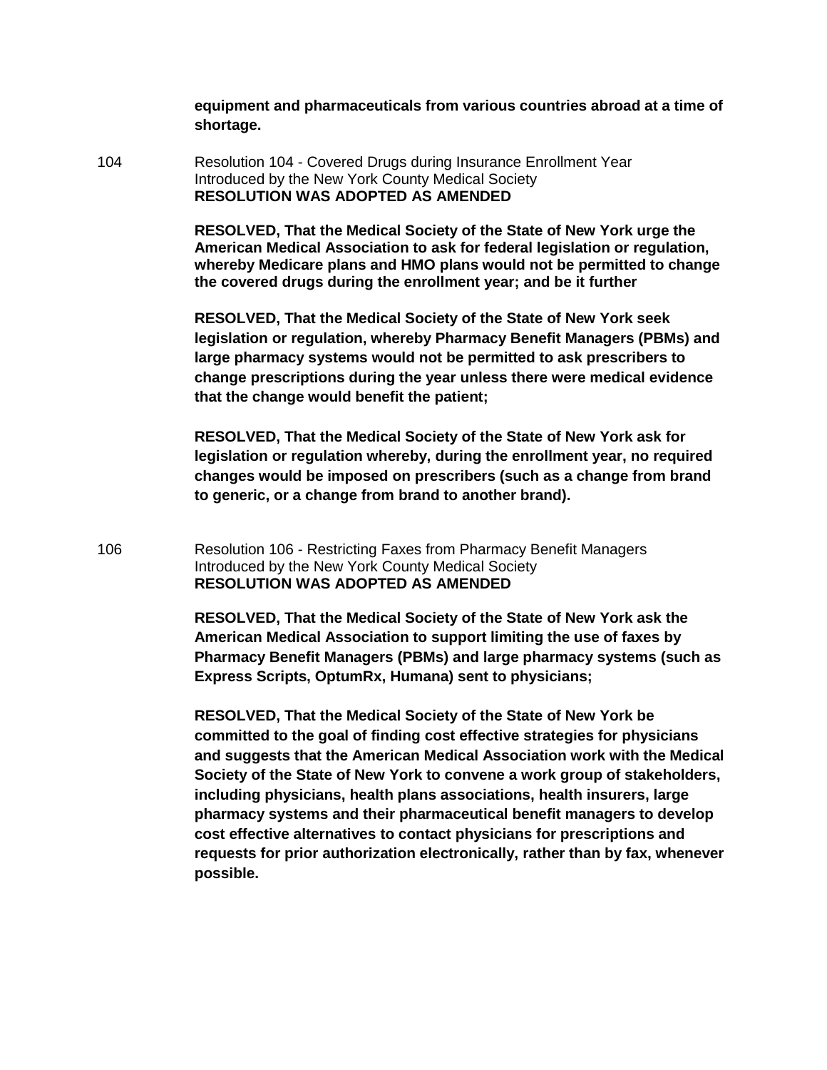**equipment and pharmaceuticals from various countries abroad at a time of shortage.**

104 Resolution 104 - Covered Drugs during Insurance Enrollment Year
Introduced by the New York County Medical Society
**RESOLUTION WAS ADOPTED AS AMENDED**

**RESOLVED, That the Medical Society of the State of New York urge the American Medical Association to ask for federal legislation or regulation, whereby Medicare plans and HMO plans would not be permitted to change the covered drugs during the enrollment year; and be it further**

**RESOLVED, That the Medical Society of the State of New York seek legislation or regulation, whereby Pharmacy Benefit Managers (PBMs) and large pharmacy systems would not be permitted to ask prescribers to change prescriptions during the year unless there were medical evidence that the change would benefit the patient;**

**RESOLVED, That the Medical Society of the State of New York ask for legislation or regulation whereby, during the enrollment year, no required changes would be imposed on prescribers (such as a change from brand to generic, or a change from brand to another brand).**

106 Resolution 106 - Restricting Faxes from Pharmacy Benefit Managers
Introduced by the New York County Medical Society
**RESOLUTION WAS ADOPTED AS AMENDED**

**RESOLVED, That the Medical Society of the State of New York ask the American Medical Association to support limiting the use of faxes by Pharmacy Benefit Managers (PBMs) and large pharmacy systems (such as Express Scripts, OptumRx, Humana) sent to physicians;**

**RESOLVED, That the Medical Society of the State of New York be committed to the goal of finding cost effective strategies for physicians and suggests that the American Medical Association work with the Medical Society of the State of New York to convene a work group of stakeholders, including physicians, health plans associations, health insurers, large pharmacy systems and their pharmaceutical benefit managers to develop cost effective alternatives to contact physicians for prescriptions and requests for prior authorization electronically, rather than by fax, whenever possible.**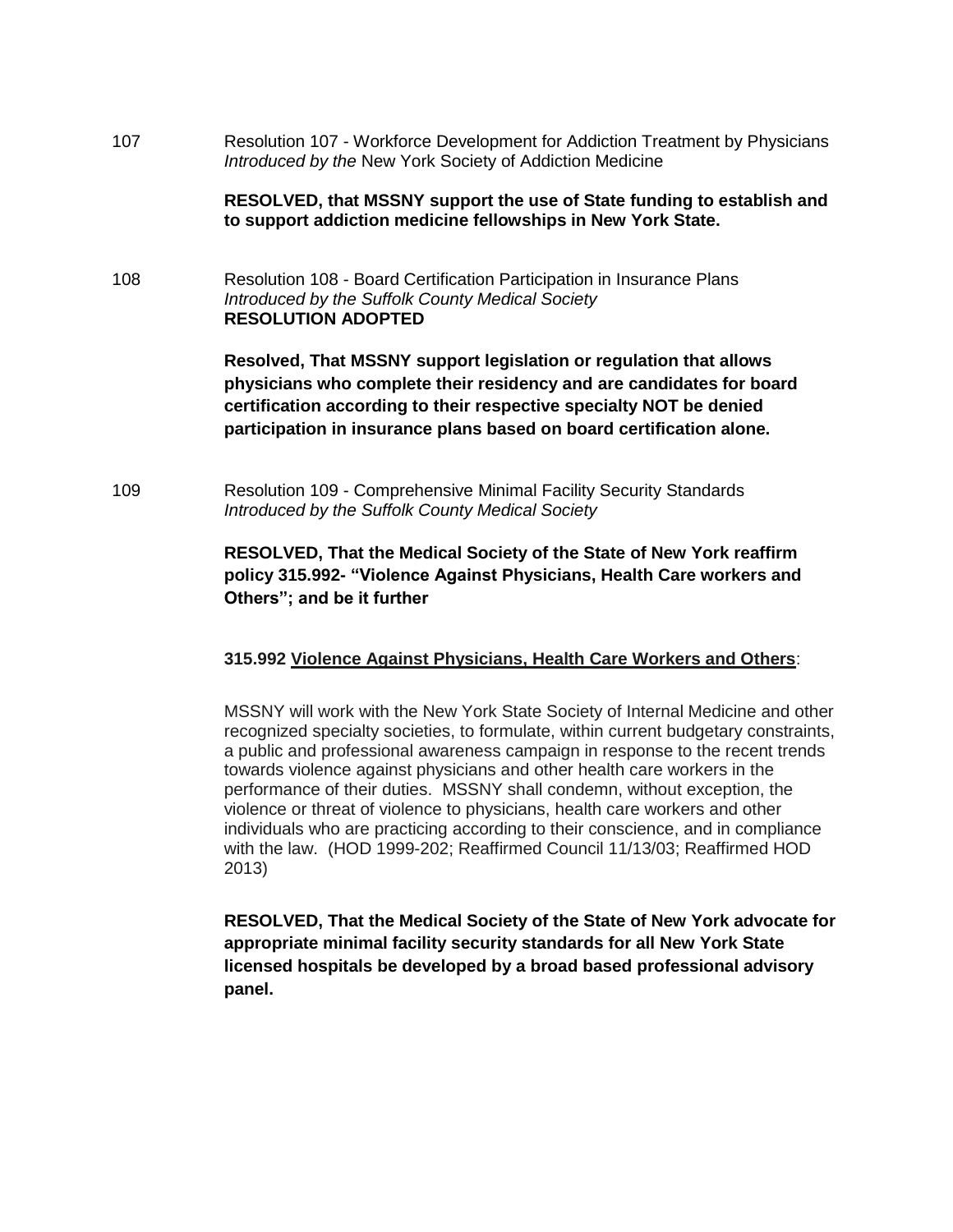107 Resolution 107 - Workforce Development for Addiction Treatment by Physicians
*Introduced by the* New York Society of Addiction Medicine

**RESOLVED, that MSSNY support the use of State funding to establish and to support addiction medicine fellowships in New York State.**

108 Resolution 108 - Board Certification Participation in Insurance Plans
*Introduced by the Suffolk County Medical Society*
**RESOLUTION ADOPTED**

**Resolved, That MSSNY support legislation or regulation that allows physicians who complete their residency and are candidates for board certification according to their respective specialty NOT be denied participation in insurance plans based on board certification alone.**

109 Resolution 109 - Comprehensive Minimal Facility Security Standards
*Introduced by the Suffolk County Medical Society*

**RESOLVED, That the Medical Society of the State of New York reaffirm policy 315.992- "Violence Against Physicians, Health Care workers and Others"; and be it further**

**315.992 <u>Violence Against Physicians, Health Care Workers and Others</u>**:

MSSNY will work with the New York State Society of Internal Medicine and other recognized specialty societies, to formulate, within current budgetary constraints, a public and professional awareness campaign in response to the recent trends towards violence against physicians and other health care workers in the performance of their duties. MSSNY shall condemn, without exception, the violence or threat of violence to physicians, health care workers and other individuals who are practicing according to their conscience, and in compliance with the law. (HOD 1999-202; Reaffirmed Council 11/13/03; Reaffirmed HOD 2013)

**RESOLVED, That the Medical Society of the State of New York advocate for appropriate minimal facility security standards for all New York State licensed hospitals be developed by a broad based professional advisory panel.**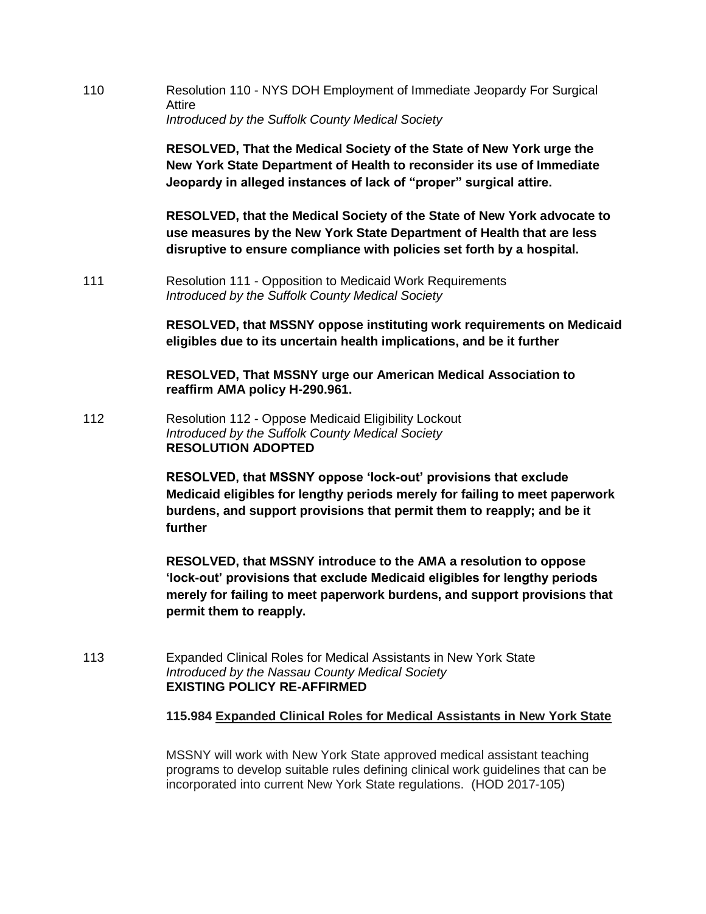110 Resolution 110 - NYS DOH Employment of Immediate Jeopardy For Surgical Attire
*Introduced by the Suffolk County Medical Society*

**RESOLVED, That the Medical Society of the State of New York urge the New York State Department of Health to reconsider its use of Immediate Jeopardy in alleged instances of lack of "proper" surgical attire.**

**RESOLVED, that the Medical Society of the State of New York advocate to use measures by the New York State Department of Health that are less disruptive to ensure compliance with policies set forth by a hospital.**

111 Resolution 111 - Opposition to Medicaid Work Requirements
*Introduced by the Suffolk County Medical Society*

**RESOLVED, that MSSNY oppose instituting work requirements on Medicaid eligibles due to its uncertain health implications, and be it further**

**RESOLVED, That MSSNY urge our American Medical Association to reaffirm AMA policy H-290.961.**

112 Resolution 112 - Oppose Medicaid Eligibility Lockout
*Introduced by the Suffolk County Medical Society*
**RESOLUTION ADOPTED**

**RESOLVED, that MSSNY oppose 'lock-out' provisions that exclude Medicaid eligibles for lengthy periods merely for failing to meet paperwork burdens, and support provisions that permit them to reapply; and be it further**

**RESOLVED, that MSSNY introduce to the AMA a resolution to oppose 'lock-out' provisions that exclude Medicaid eligibles for lengthy periods merely for failing to meet paperwork burdens, and support provisions that permit them to reapply.**

113 Expanded Clinical Roles for Medical Assistants in New York State
*Introduced by the Nassau County Medical Society*
**EXISTING POLICY RE-AFFIRMED**

**115.984 Expanded Clinical Roles for Medical Assistants in New York State**

MSSNY will work with New York State approved medical assistant teaching programs to develop suitable rules defining clinical work guidelines that can be incorporated into current New York State regulations. (HOD 2017-105)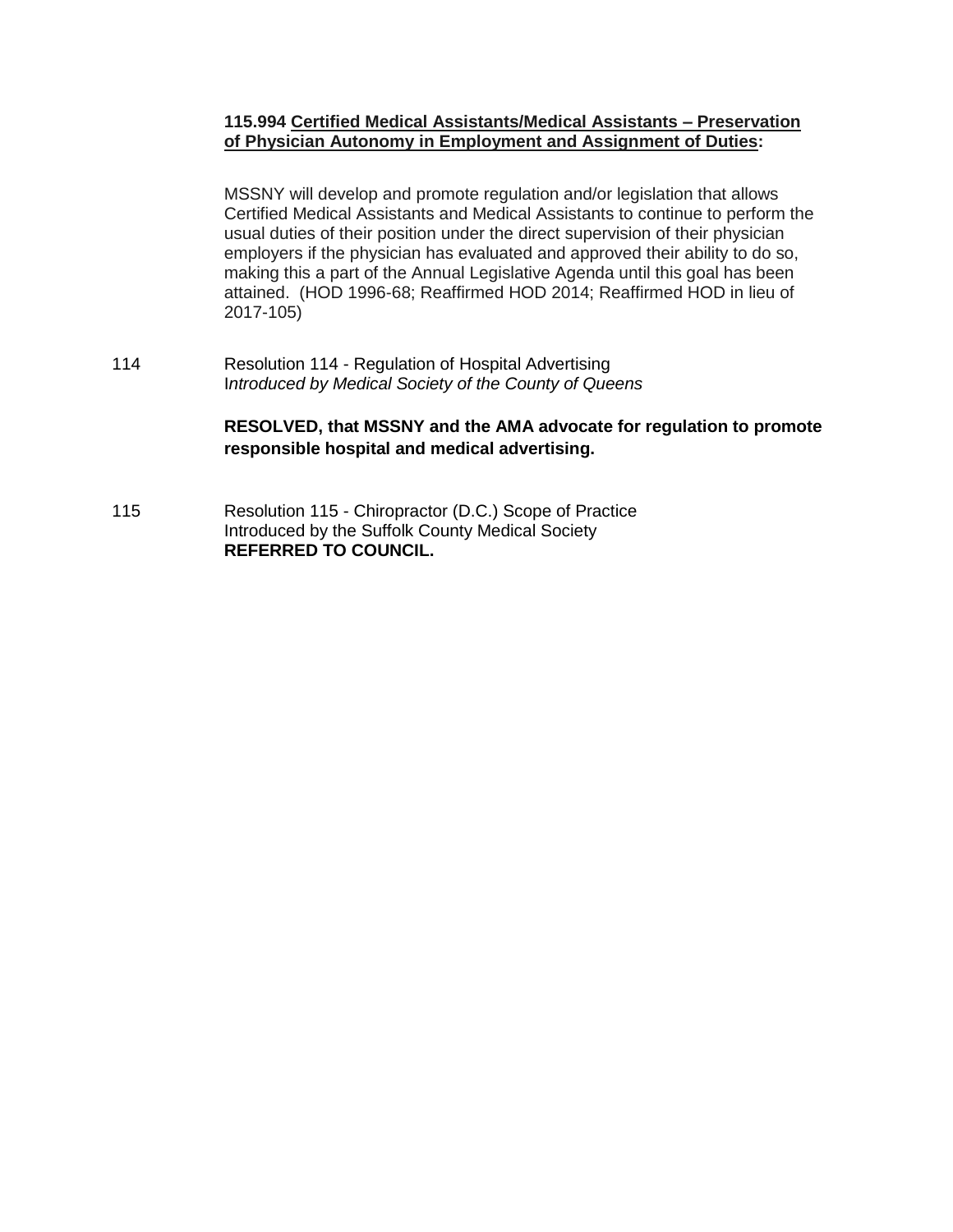**115.994 Certified Medical Assistants/Medical Assistants – Preservation of Physician Autonomy in Employment and Assignment of Duties:**

MSSNY will develop and promote regulation and/or legislation that allows Certified Medical Assistants and Medical Assistants to continue to perform the usual duties of their position under the direct supervision of their physician employers if the physician has evaluated and approved their ability to do so, making this a part of the Annual Legislative Agenda until this goal has been attained. (HOD 1996-68; Reaffirmed HOD 2014; Reaffirmed HOD in lieu of 2017-105)

114 Resolution 114 - Regulation of Hospital Advertising
*Introduced by Medical Society of the County of Queens*

**RESOLVED, that MSSNY and the AMA advocate for regulation to promote responsible hospital and medical advertising.**

115 Resolution 115 - Chiropractor (D.C.) Scope of Practice
Introduced by the Suffolk County Medical Society
**REFERRED TO COUNCIL.**